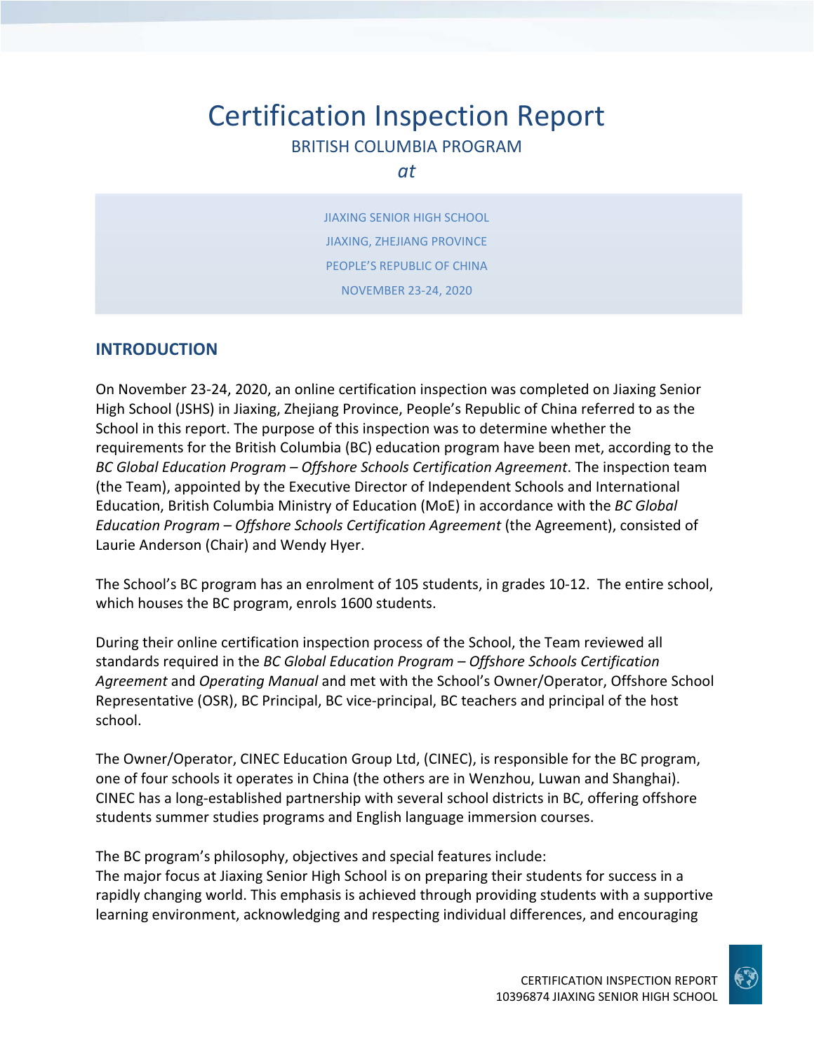# Certification Inspection Report

BRITISH COLUMBIA PROGRAM

*at*

JIAXING SENIOR HIGH SCHOOL

JIAXING, ZHEJIANG PROVINCE

PEOPLE'S REPUBLIC OF CHINA

NOVEMBER 23-24, 2020

## INTRODUCTION

On November 23-24, 2020, an online certification inspection was completed on Jiaxing Senior High School (JSHS) in Jiaxing, Zhejiang Province, People's Republic of China referred to as the School in this report. The purpose of this inspection was to determine whether the requirements for the British Columbia (BC) education program have been met, according to the *BC Global Education Program – Offshore Schools Certification Agreement*. The inspection team (the Team), appointed by the Executive Director of Independent Schools and International Education, British Columbia Ministry of Education (MoE) in accordance with the *BC Global Education Program – Offshore Schools Certification Agreement* (the Agreement), consisted of Laurie Anderson (Chair) and Wendy Hyer.

The School's BC program has an enrolment of 105 students, in grades 10-12. The entire school, which houses the BC program, enrols 1600 students.

During their online certification inspection process of the School, the Team reviewed all standards required in the *BC Global Education Program – Offshore Schools Certification Agreement* and *Operating Manual* and met with the School's Owner/Operator, Offshore School Representative (OSR), BC Principal, BC vice-principal, BC teachers and principal of the host school.

The Owner/Operator, CINEC Education Group Ltd, (CINEC), is responsible for the BC program, one of four schools it operates in China (the others are in Wenzhou, Luwan and Shanghai). CINEC has a long-established partnership with several school districts in BC, offering offshore students summer studies programs and English language immersion courses.

The BC program's philosophy, objectives and special features include:
The major focus at Jiaxing Senior High School is on preparing their students for success in a rapidly changing world. This emphasis is achieved through providing students with a supportive learning environment, acknowledging and respecting individual differences, and encouraging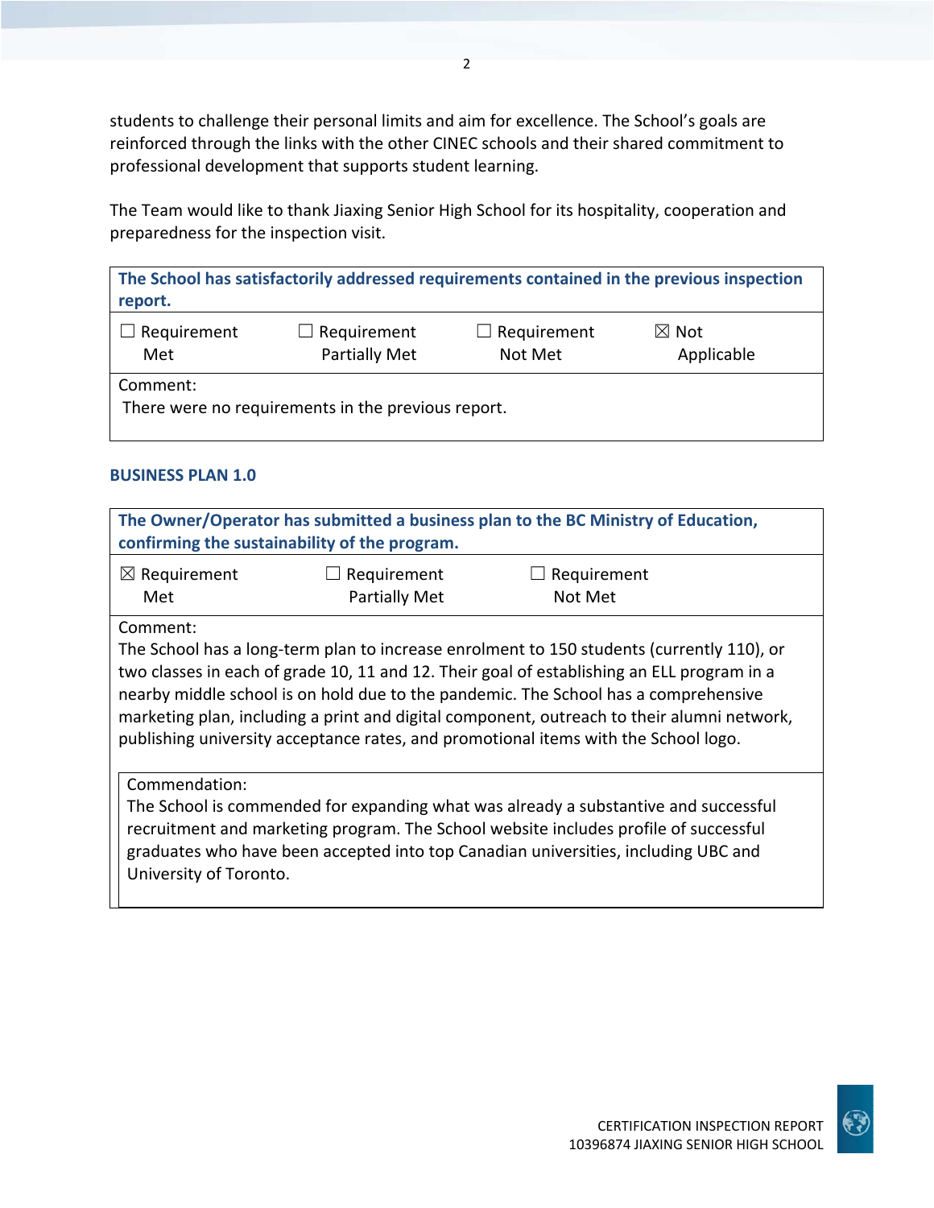students to challenge their personal limits and aim for excellence. The School's goals are reinforced through the links with the other CINEC schools and their shared commitment to professional development that supports student learning.

The Team would like to thank Jiaxing Senior High School for its hospitality, cooperation and preparedness for the inspection visit.

| **The School has satisfactorily addressed requirements contained in the previous inspection report.** | | | |
|---|---|---|---|
| ☐ Requirement Met | ☐ Requirement Partially Met | ☐ Requirement Not Met | ☒ Not Applicable |
| Comment: There were no requirements in the previous report. | | | |

### BUSINESS PLAN 1.0

| **The Owner/Operator has submitted a business plan to the BC Ministry of Education, confirming the sustainability of the program.** | | |
|---|---|---|
| ☒ Requirement Met | ☐ Requirement Partially Met | ☐ Requirement Not Met |
| Comment: The School has a long-term plan to increase enrolment to 150 students (currently 110), or two classes in each of grade 10, 11 and 12. Their goal of establishing an ELL program in a nearby middle school is on hold due to the pandemic. The School has a comprehensive marketing plan, including a print and digital component, outreach to their alumni network, publishing university acceptance rates, and promotional items with the School logo. | | |
| Commendation: The School is commended for expanding what was already a substantive and successful recruitment and marketing program. The School website includes profile of successful graduates who have been accepted into top Canadian universities, including UBC and University of Toronto. | | |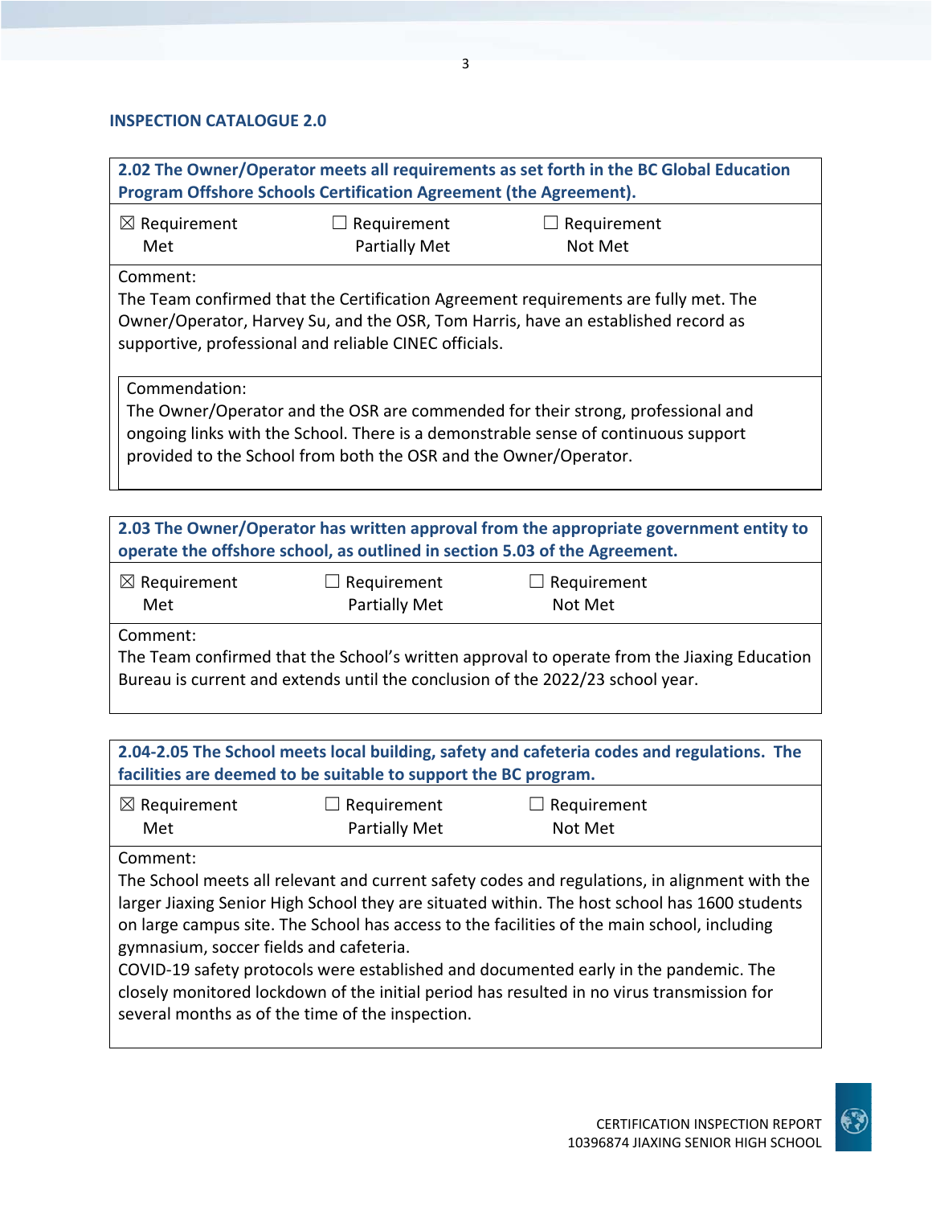## INSPECTION CATALOGUE 2.0

**2.02 The Owner/Operator meets all requirements as set forth in the BC Global Education Program Offshore Schools Certification Agreement (the Agreement).**

☒ Requirement Met ☐ Requirement Partially Met ☐ Requirement Not Met

Comment:
The Team confirmed that the Certification Agreement requirements are fully met. The Owner/Operator, Harvey Su, and the OSR, Tom Harris, have an established record as supportive, professional and reliable CINEC officials.

Commendation:
The Owner/Operator and the OSR are commended for their strong, professional and ongoing links with the School. There is a demonstrable sense of continuous support provided to the School from both the OSR and the Owner/Operator.

**2.03 The Owner/Operator has written approval from the appropriate government entity to operate the offshore school, as outlined in section 5.03 of the Agreement.**

☒ Requirement Met ☐ Requirement Partially Met ☐ Requirement Not Met

Comment:
The Team confirmed that the School's written approval to operate from the Jiaxing Education Bureau is current and extends until the conclusion of the 2022/23 school year.

**2.04-2.05 The School meets local building, safety and cafeteria codes and regulations. The facilities are deemed to be suitable to support the BC program.**

☒ Requirement Met ☐ Requirement Partially Met ☐ Requirement Not Met

Comment:
The School meets all relevant and current safety codes and regulations, in alignment with the larger Jiaxing Senior High School they are situated within. The host school has 1600 students on large campus site. The School has access to the facilities of the main school, including gymnasium, soccer fields and cafeteria.
COVID-19 safety protocols were established and documented early in the pandemic. The closely monitored lockdown of the initial period has resulted in no virus transmission for several months as of the time of the inspection.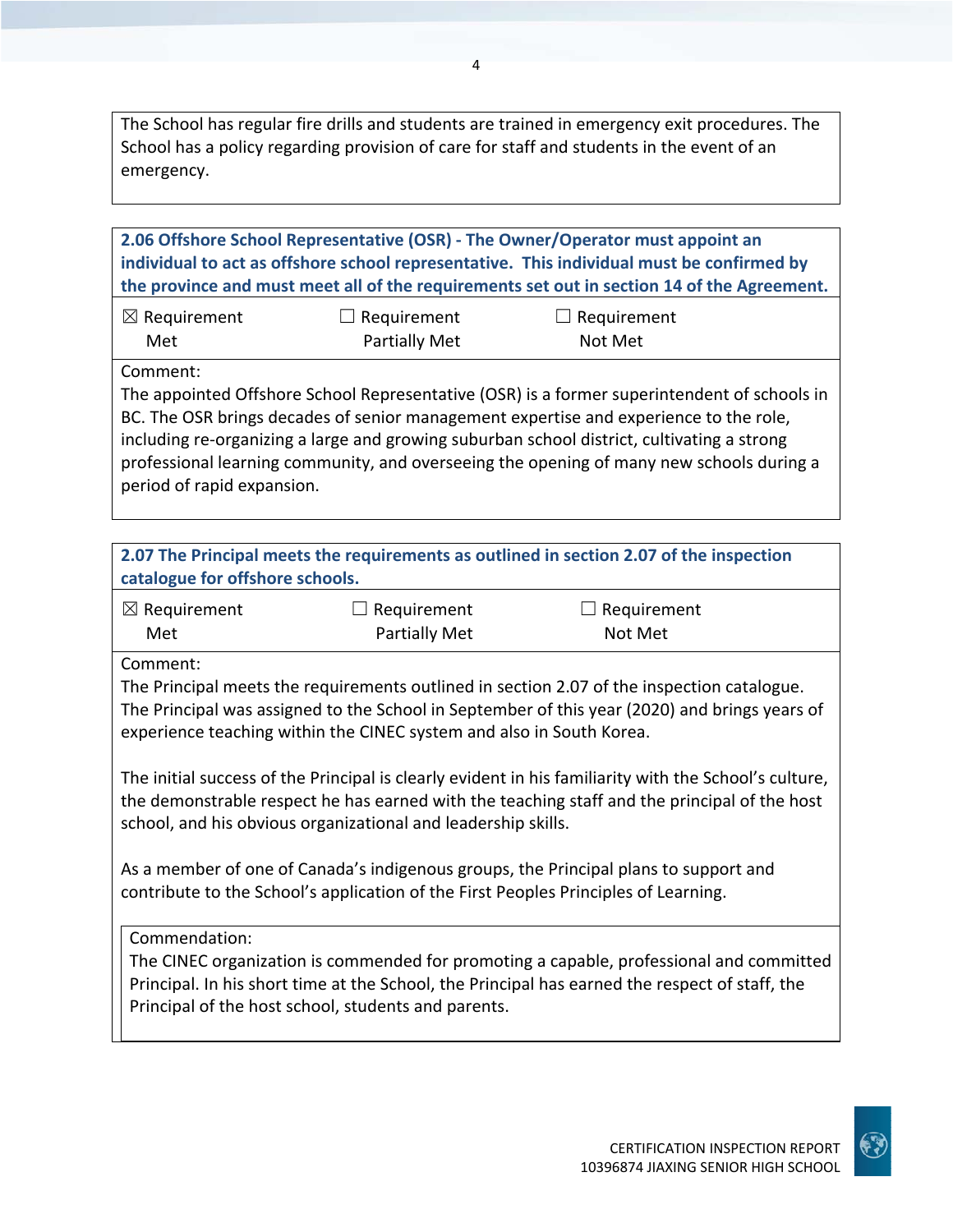The School has regular fire drills and students are trained in emergency exit procedures. The School has a policy regarding provision of care for staff and students in the event of an emergency.

**2.06 Offshore School Representative (OSR) - The Owner/Operator must appoint an individual to act as offshore school representative. This individual must be confirmed by the province and must meet all of the requirements set out in section 14 of the Agreement.**

| ☒ Requirement Met | ☐ Requirement Partially Met | ☐ Requirement Not Met |
|---|---|---|

Comment:
The appointed Offshore School Representative (OSR) is a former superintendent of schools in BC. The OSR brings decades of senior management expertise and experience to the role, including re-organizing a large and growing suburban school district, cultivating a strong professional learning community, and overseeing the opening of many new schools during a period of rapid expansion.

**2.07 The Principal meets the requirements as outlined in section 2.07 of the inspection catalogue for offshore schools.**

| ☒ Requirement Met | ☐ Requirement Partially Met | ☐ Requirement Not Met |
|---|---|---|

Comment:
The Principal meets the requirements outlined in section 2.07 of the inspection catalogue. The Principal was assigned to the School in September of this year (2020) and brings years of experience teaching within the CINEC system and also in South Korea.

The initial success of the Principal is clearly evident in his familiarity with the School's culture, the demonstrable respect he has earned with the teaching staff and the principal of the host school, and his obvious organizational and leadership skills.

As a member of one of Canada's indigenous groups, the Principal plans to support and contribute to the School's application of the First Peoples Principles of Learning.

Commendation:
The CINEC organization is commended for promoting a capable, professional and committed Principal. In his short time at the School, the Principal has earned the respect of staff, the Principal of the host school, students and parents.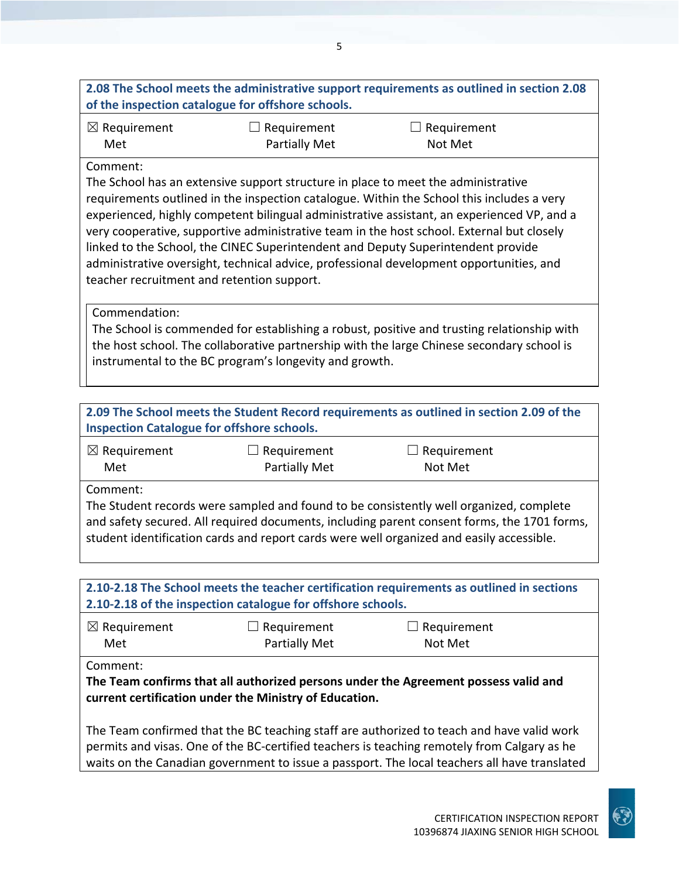**2.08 The School meets the administrative support requirements as outlined in section 2.08 of the inspection catalogue for offshore schools.**

☒ Requirement Met ☐ Requirement Partially Met ☐ Requirement Not Met

Comment:
The School has an extensive support structure in place to meet the administrative requirements outlined in the inspection catalogue. Within the School this includes a very experienced, highly competent bilingual administrative assistant, an experienced VP, and a very cooperative, supportive administrative team in the host school. External but closely linked to the School, the CINEC Superintendent and Deputy Superintendent provide administrative oversight, technical advice, professional development opportunities, and teacher recruitment and retention support.

Commendation:
The School is commended for establishing a robust, positive and trusting relationship with the host school. The collaborative partnership with the large Chinese secondary school is instrumental to the BC program's longevity and growth.

**2.09 The School meets the Student Record requirements as outlined in section 2.09 of the Inspection Catalogue for offshore schools.**

☒ Requirement Met ☐ Requirement Partially Met ☐ Requirement Not Met

Comment:
The Student records were sampled and found to be consistently well organized, complete and safety secured. All required documents, including parent consent forms, the 1701 forms, student identification cards and report cards were well organized and easily accessible.

**2.10-2.18 The School meets the teacher certification requirements as outlined in sections 2.10-2.18 of the inspection catalogue for offshore schools.**

☒ Requirement Met ☐ Requirement Partially Met ☐ Requirement Not Met

Comment:
**The Team confirms that all authorized persons under the Agreement possess valid and current certification under the Ministry of Education.**

The Team confirmed that the BC teaching staff are authorized to teach and have valid work permits and visas. One of the BC-certified teachers is teaching remotely from Calgary as he waits on the Canadian government to issue a passport. The local teachers all have translated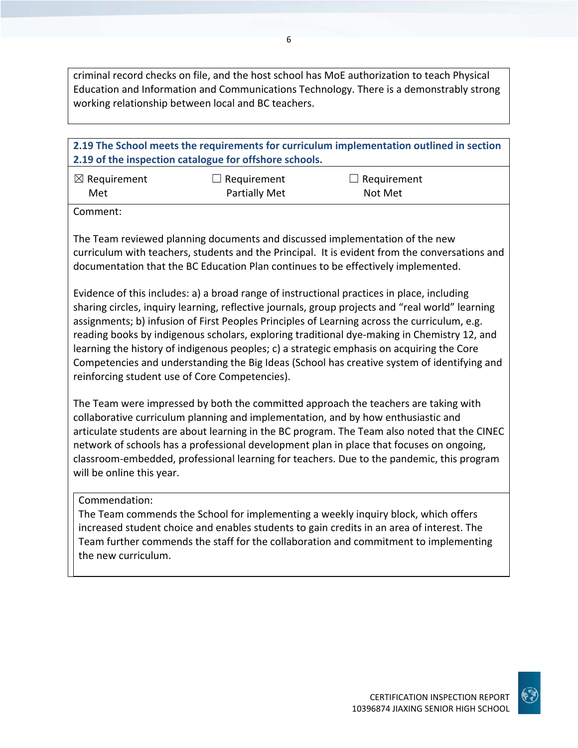criminal record checks on file, and the host school has MoE authorization to teach Physical Education and Information and Communications Technology. There is a demonstrably strong working relationship between local and BC teachers.

**2.19 The School meets the requirements for curriculum implementation outlined in section 2.19 of the inspection catalogue for offshore schools.**

| ☒ Requirement Met | ☐ Requirement Partially Met | ☐ Requirement Not Met |
|---|---|---|

Comment:

The Team reviewed planning documents and discussed implementation of the new curriculum with teachers, students and the Principal. It is evident from the conversations and documentation that the BC Education Plan continues to be effectively implemented.

Evidence of this includes: a) a broad range of instructional practices in place, including sharing circles, inquiry learning, reflective journals, group projects and "real world" learning assignments; b) infusion of First Peoples Principles of Learning across the curriculum, e.g. reading books by indigenous scholars, exploring traditional dye-making in Chemistry 12, and learning the history of indigenous peoples; c) a strategic emphasis on acquiring the Core Competencies and understanding the Big Ideas (School has creative system of identifying and reinforcing student use of Core Competencies).

The Team were impressed by both the committed approach the teachers are taking with collaborative curriculum planning and implementation, and by how enthusiastic and articulate students are about learning in the BC program. The Team also noted that the CINEC network of schools has a professional development plan in place that focuses on ongoing, classroom-embedded, professional learning for teachers. Due to the pandemic, this program will be online this year.

Commendation:
The Team commends the School for implementing a weekly inquiry block, which offers increased student choice and enables students to gain credits in an area of interest. The Team further commends the staff for the collaboration and commitment to implementing the new curriculum.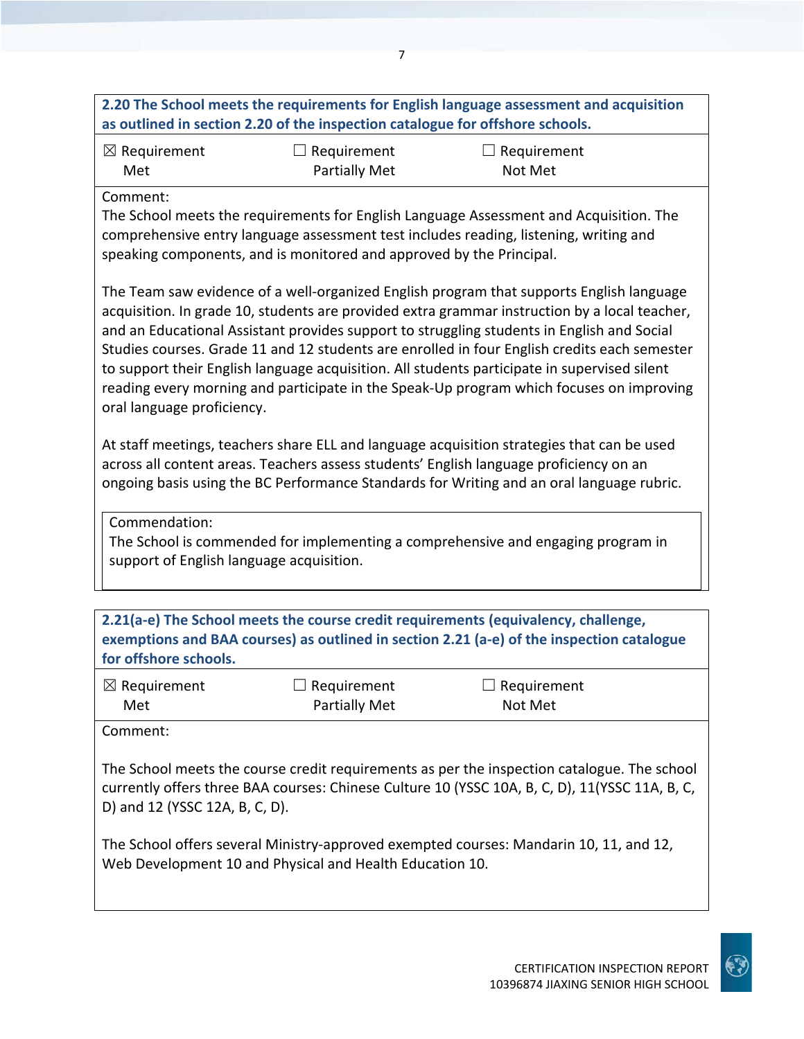**2.20 The School meets the requirements for English language assessment and acquisition as outlined in section 2.20 of the inspection catalogue for offshore schools.**

☒ Requirement Met ☐ Requirement Partially Met ☐ Requirement Not Met

Comment:
The School meets the requirements for English Language Assessment and Acquisition. The comprehensive entry language assessment test includes reading, listening, writing and speaking components, and is monitored and approved by the Principal.

The Team saw evidence of a well-organized English program that supports English language acquisition. In grade 10, students are provided extra grammar instruction by a local teacher, and an Educational Assistant provides support to struggling students in English and Social Studies courses. Grade 11 and 12 students are enrolled in four English credits each semester to support their English language acquisition. All students participate in supervised silent reading every morning and participate in the Speak-Up program which focuses on improving oral language proficiency.

At staff meetings, teachers share ELL and language acquisition strategies that can be used across all content areas. Teachers assess students' English language proficiency on an ongoing basis using the BC Performance Standards for Writing and an oral language rubric.

Commendation:
The School is commended for implementing a comprehensive and engaging program in support of English language acquisition.

**2.21(a-e) The School meets the course credit requirements (equivalency, challenge, exemptions and BAA courses) as outlined in section 2.21 (a-e) of the inspection catalogue for offshore schools.**

☒ Requirement Met ☐ Requirement Partially Met ☐ Requirement Not Met

Comment:

The School meets the course credit requirements as per the inspection catalogue. The school currently offers three BAA courses: Chinese Culture 10 (YSSC 10A, B, C, D), 11(YSSC 11A, B, C, D) and 12 (YSSC 12A, B, C, D).

The School offers several Ministry-approved exempted courses: Mandarin 10, 11, and 12, Web Development 10 and Physical and Health Education 10.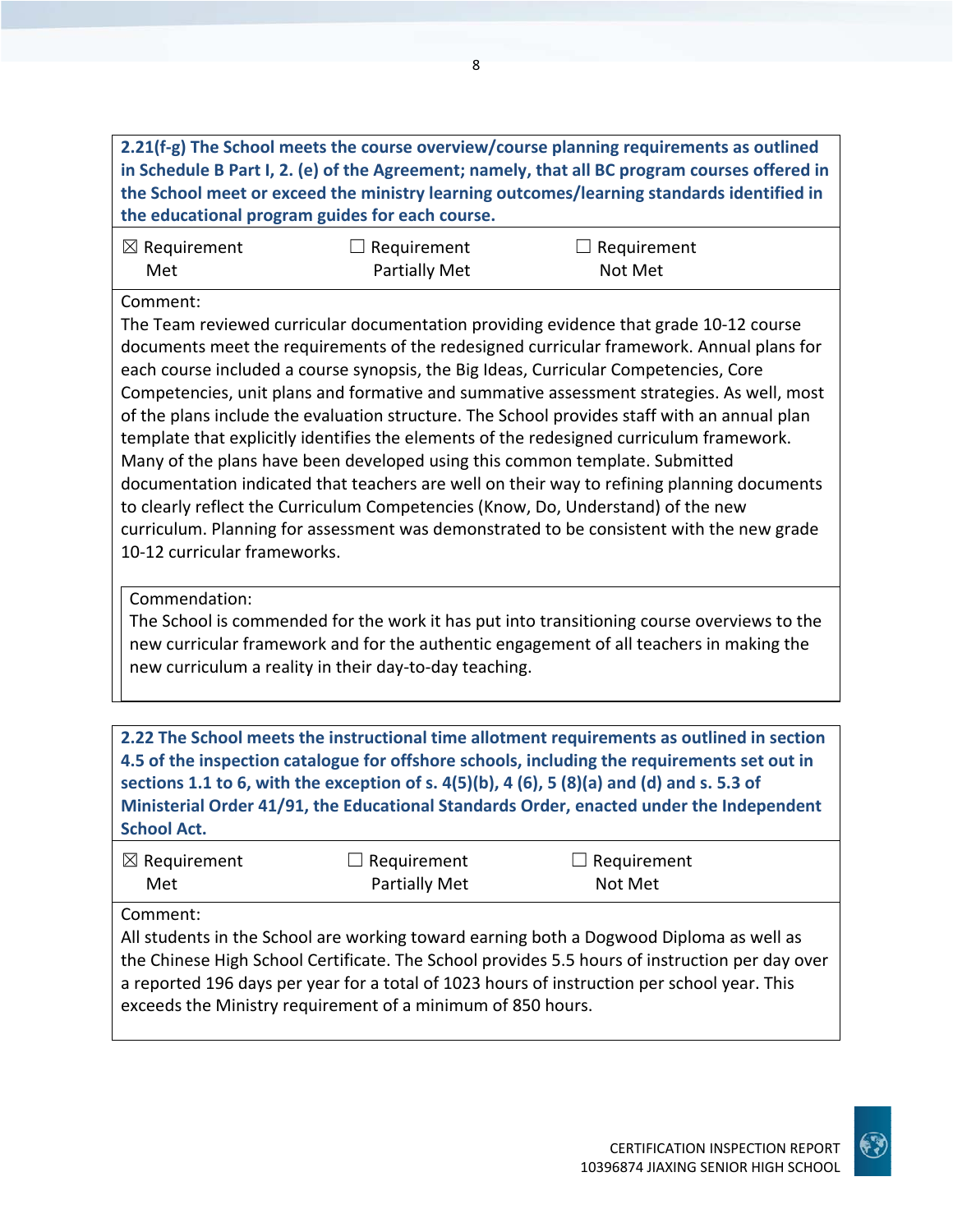**2.21(f-g) The School meets the course overview/course planning requirements as outlined in Schedule B Part I, 2. (e) of the Agreement; namely, that all BC program courses offered in the School meet or exceed the ministry learning outcomes/learning standards identified in the educational program guides for each course.**

| ☒ Requirement Met | ☐ Requirement Partially Met | ☐ Requirement Not Met |
|---|---|---|

Comment:
The Team reviewed curricular documentation providing evidence that grade 10-12 course documents meet the requirements of the redesigned curricular framework. Annual plans for each course included a course synopsis, the Big Ideas, Curricular Competencies, Core Competencies, unit plans and formative and summative assessment strategies. As well, most of the plans include the evaluation structure. The School provides staff with an annual plan template that explicitly identifies the elements of the redesigned curriculum framework. Many of the plans have been developed using this common template. Submitted documentation indicated that teachers are well on their way to refining planning documents to clearly reflect the Curriculum Competencies (Know, Do, Understand) of the new curriculum. Planning for assessment was demonstrated to be consistent with the new grade 10-12 curricular frameworks.

Commendation:
The School is commended for the work it has put into transitioning course overviews to the new curricular framework and for the authentic engagement of all teachers in making the new curriculum a reality in their day-to-day teaching.

**2.22 The School meets the instructional time allotment requirements as outlined in section 4.5 of the inspection catalogue for offshore schools, including the requirements set out in sections 1.1 to 6, with the exception of s. 4(5)(b), 4 (6), 5 (8)(a) and (d) and s. 5.3 of Ministerial Order 41/91, the Educational Standards Order, enacted under the Independent School Act.**

| ☒ Requirement Met | ☐ Requirement Partially Met | ☐ Requirement Not Met |
|---|---|---|

Comment:
All students in the School are working toward earning both a Dogwood Diploma as well as the Chinese High School Certificate. The School provides 5.5 hours of instruction per day over a reported 196 days per year for a total of 1023 hours of instruction per school year. This exceeds the Ministry requirement of a minimum of 850 hours.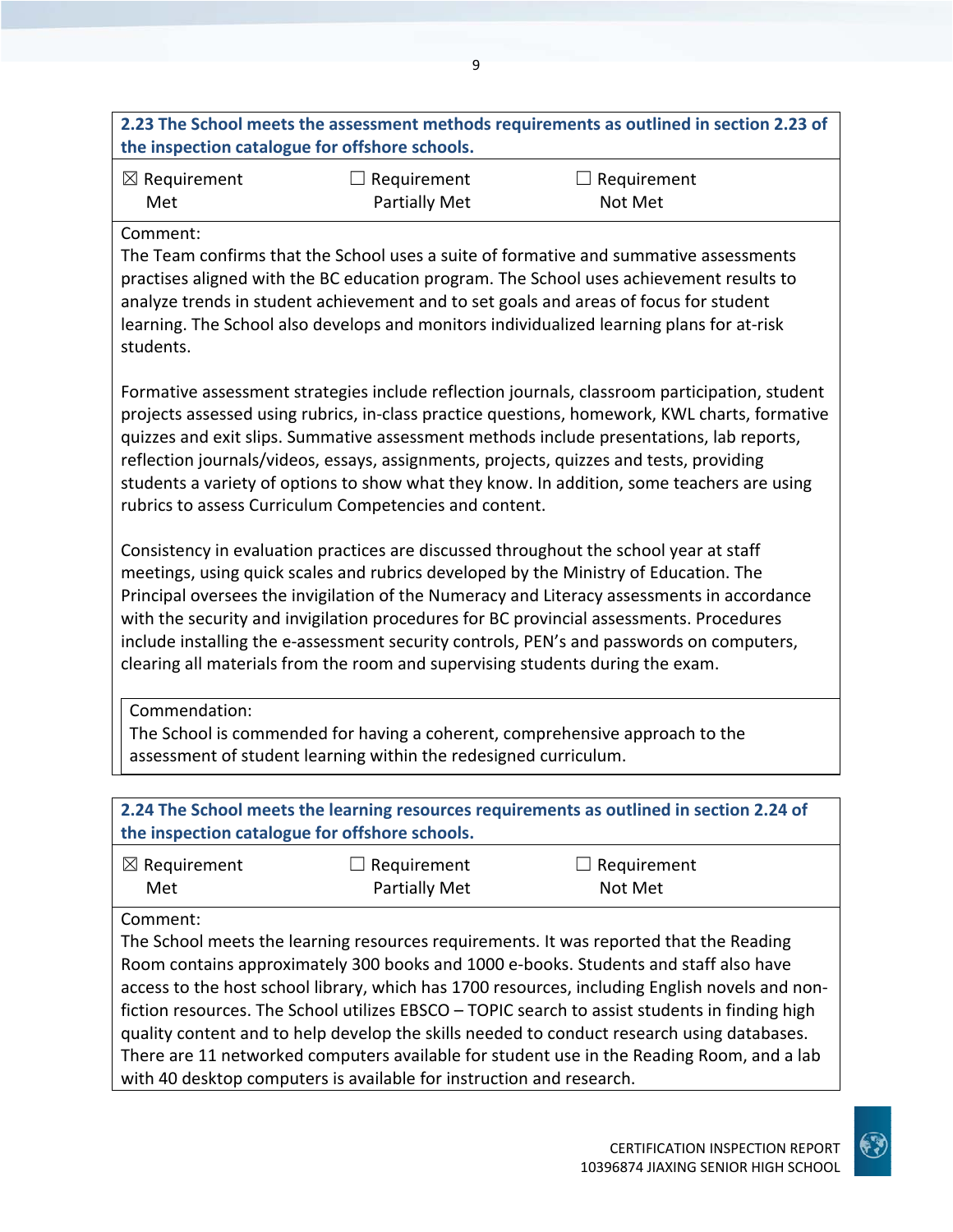**2.23 The School meets the assessment methods requirements as outlined in section 2.23 of the inspection catalogue for offshore schools.**

| ☒ Requirement Met | ☐ Requirement Partially Met | ☐ Requirement Not Met |
|---|---|---|

Comment:

The Team confirms that the School uses a suite of formative and summative assessments practises aligned with the BC education program. The School uses achievement results to analyze trends in student achievement and to set goals and areas of focus for student learning. The School also develops and monitors individualized learning plans for at-risk students.

Formative assessment strategies include reflection journals, classroom participation, student projects assessed using rubrics, in-class practice questions, homework, KWL charts, formative quizzes and exit slips. Summative assessment methods include presentations, lab reports, reflection journals/videos, essays, assignments, projects, quizzes and tests, providing students a variety of options to show what they know. In addition, some teachers are using rubrics to assess Curriculum Competencies and content.

Consistency in evaluation practices are discussed throughout the school year at staff meetings, using quick scales and rubrics developed by the Ministry of Education. The Principal oversees the invigilation of the Numeracy and Literacy assessments in accordance with the security and invigilation procedures for BC provincial assessments. Procedures include installing the e-assessment security controls, PEN's and passwords on computers, clearing all materials from the room and supervising students during the exam.

Commendation:

The School is commended for having a coherent, comprehensive approach to the assessment of student learning within the redesigned curriculum.

**2.24 The School meets the learning resources requirements as outlined in section 2.24 of the inspection catalogue for offshore schools.**

| ☒ Requirement Met | ☐ Requirement Partially Met | ☐ Requirement Not Met |
|---|---|---|

Comment:

The School meets the learning resources requirements. It was reported that the Reading Room contains approximately 300 books and 1000 e-books. Students and staff also have access to the host school library, which has 1700 resources, including English novels and non-fiction resources. The School utilizes EBSCO – TOPIC search to assist students in finding high quality content and to help develop the skills needed to conduct research using databases. There are 11 networked computers available for student use in the Reading Room, and a lab with 40 desktop computers is available for instruction and research.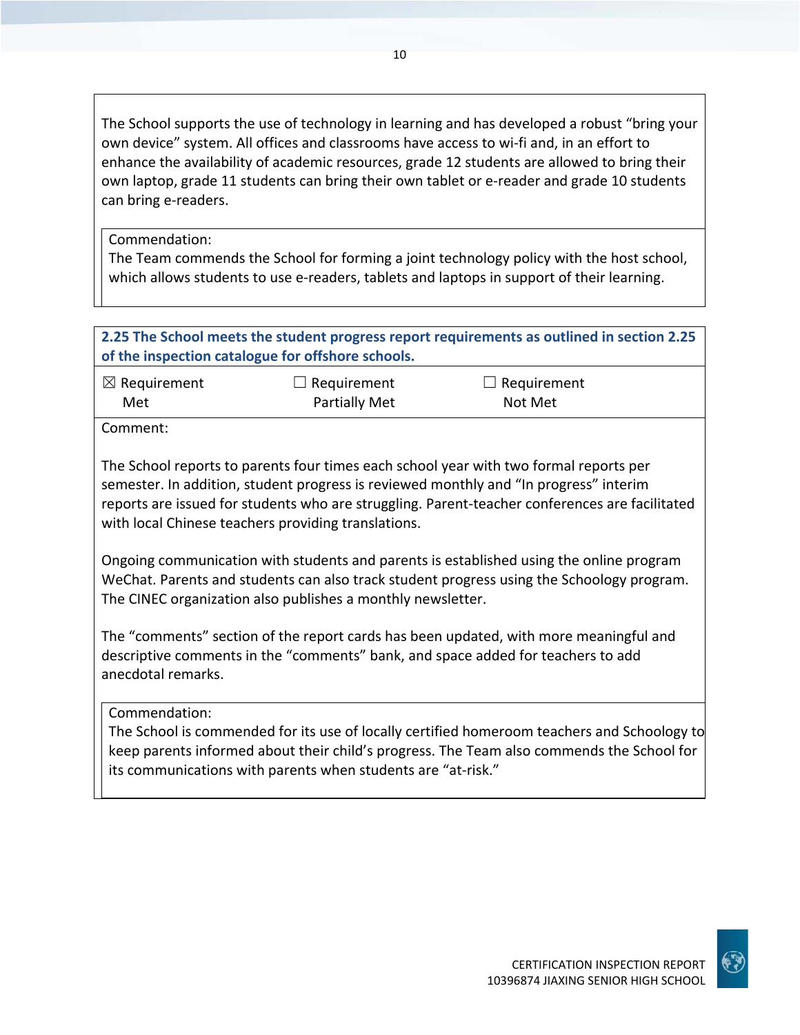The School supports the use of technology in learning and has developed a robust “bring your own device” system. All offices and classrooms have access to wi-fi and, in an effort to enhance the availability of academic resources, grade 12 students are allowed to bring their own laptop, grade 11 students can bring their own tablet or e-reader and grade 10 students can bring e-readers.

Commendation:
The Team commends the School for forming a joint technology policy with the host school, which allows students to use e-readers, tablets and laptops in support of their learning.

**2.25 The School meets the student progress report requirements as outlined in section 2.25 of the inspection catalogue for offshore schools.**

| ☒ Requirement Met | ☐ Requirement Partially Met | ☐ Requirement Not Met |
|---|---|---|

Comment:

The School reports to parents four times each school year with two formal reports per semester. In addition, student progress is reviewed monthly and “In progress” interim reports are issued for students who are struggling. Parent-teacher conferences are facilitated with local Chinese teachers providing translations.

Ongoing communication with students and parents is established using the online program WeChat. Parents and students can also track student progress using the Schoology program. The CINEC organization also publishes a monthly newsletter.

The “comments” section of the report cards has been updated, with more meaningful and descriptive comments in the “comments” bank, and space added for teachers to add anecdotal remarks.

Commendation:
The School is commended for its use of locally certified homeroom teachers and Schoology to keep parents informed about their child’s progress. The Team also commends the School for its communications with parents when students are “at-risk.”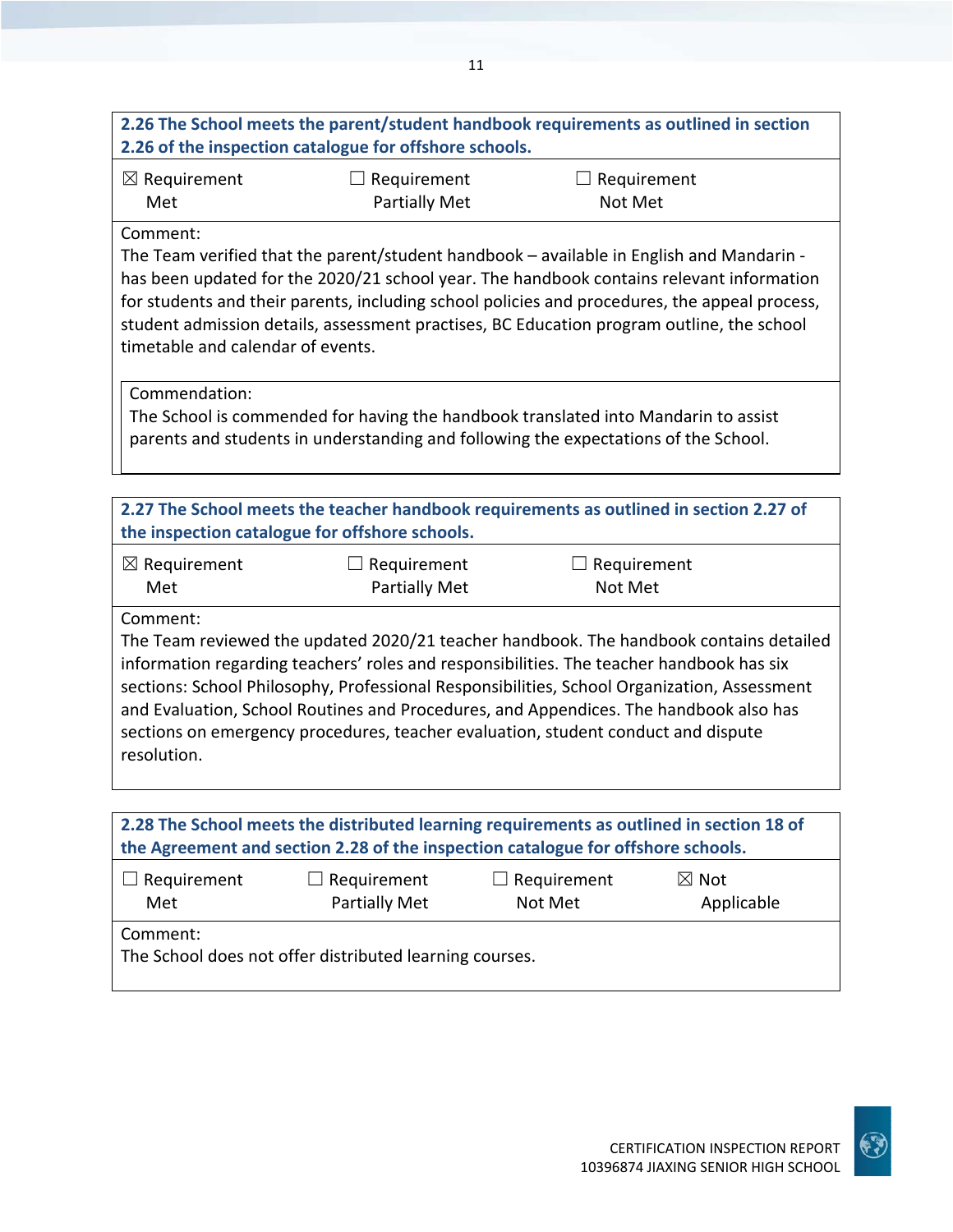**2.26 The School meets the parent/student handbook requirements as outlined in section 2.26 of the inspection catalogue for offshore schools.**

| ☒ Requirement Met | ☐ Requirement Partially Met | ☐ Requirement Not Met |
|---|---|---|

Comment:
The Team verified that the parent/student handbook – available in English and Mandarin - has been updated for the 2020/21 school year. The handbook contains relevant information for students and their parents, including school policies and procedures, the appeal process, student admission details, assessment practises, BC Education program outline, the school timetable and calendar of events.

Commendation:
The School is commended for having the handbook translated into Mandarin to assist parents and students in understanding and following the expectations of the School.

**2.27 The School meets the teacher handbook requirements as outlined in section 2.27 of the inspection catalogue for offshore schools.**

| ☒ Requirement Met | ☐ Requirement Partially Met | ☐ Requirement Not Met |
|---|---|---|

Comment:
The Team reviewed the updated 2020/21 teacher handbook. The handbook contains detailed information regarding teachers' roles and responsibilities. The teacher handbook has six sections: School Philosophy, Professional Responsibilities, School Organization, Assessment and Evaluation, School Routines and Procedures, and Appendices. The handbook also has sections on emergency procedures, teacher evaluation, student conduct and dispute resolution.

**2.28 The School meets the distributed learning requirements as outlined in section 18 of the Agreement and section 2.28 of the inspection catalogue for offshore schools.**

| ☐ Requirement Met | ☐ Requirement Partially Met | ☐ Requirement Not Met | ☒ Not Applicable |
|---|---|---|---|

Comment:
The School does not offer distributed learning courses.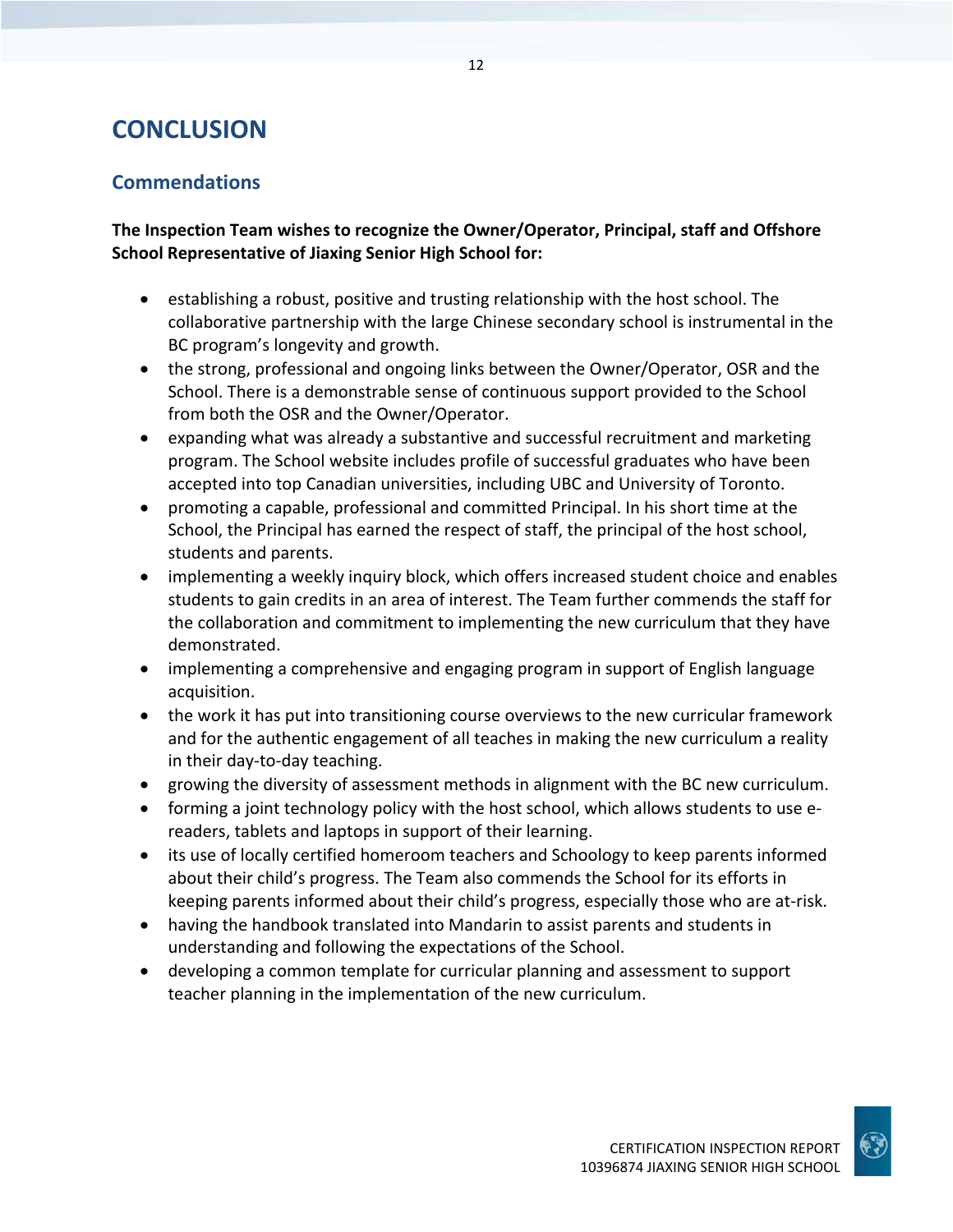# CONCLUSION

## Commendations

**The Inspection Team wishes to recognize the Owner/Operator, Principal, staff and Offshore School Representative of Jiaxing Senior High School for:**

- establishing a robust, positive and trusting relationship with the host school. The collaborative partnership with the large Chinese secondary school is instrumental in the BC program's longevity and growth.
- the strong, professional and ongoing links between the Owner/Operator, OSR and the School. There is a demonstrable sense of continuous support provided to the School from both the OSR and the Owner/Operator.
- expanding what was already a substantive and successful recruitment and marketing program. The School website includes profile of successful graduates who have been accepted into top Canadian universities, including UBC and University of Toronto.
- promoting a capable, professional and committed Principal. In his short time at the School, the Principal has earned the respect of staff, the principal of the host school, students and parents.
- implementing a weekly inquiry block, which offers increased student choice and enables students to gain credits in an area of interest. The Team further commends the staff for the collaboration and commitment to implementing the new curriculum that they have demonstrated.
- implementing a comprehensive and engaging program in support of English language acquisition.
- the work it has put into transitioning course overviews to the new curricular framework and for the authentic engagement of all teaches in making the new curriculum a reality in their day-to-day teaching.
- growing the diversity of assessment methods in alignment with the BC new curriculum.
- forming a joint technology policy with the host school, which allows students to use e-readers, tablets and laptops in support of their learning.
- its use of locally certified homeroom teachers and Schoology to keep parents informed about their child's progress. The Team also commends the School for its efforts in keeping parents informed about their child's progress, especially those who are at-risk.
- having the handbook translated into Mandarin to assist parents and students in understanding and following the expectations of the School.
- developing a common template for curricular planning and assessment to support teacher planning in the implementation of the new curriculum.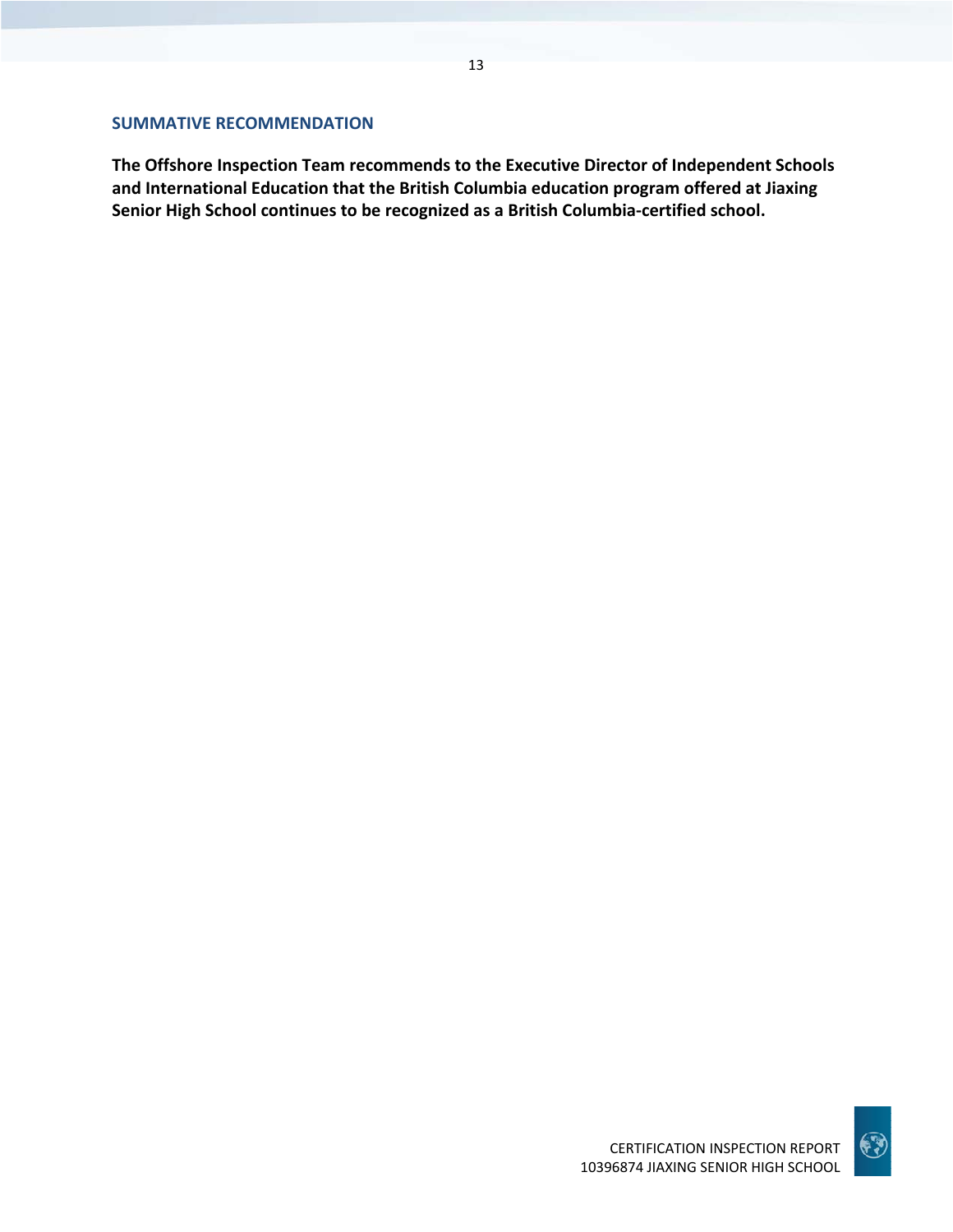## SUMMATIVE RECOMMENDATION

**The Offshore Inspection Team recommends to the Executive Director of Independent Schools and International Education that the British Columbia education program offered at Jiaxing Senior High School continues to be recognized as a British Columbia-certified school.**